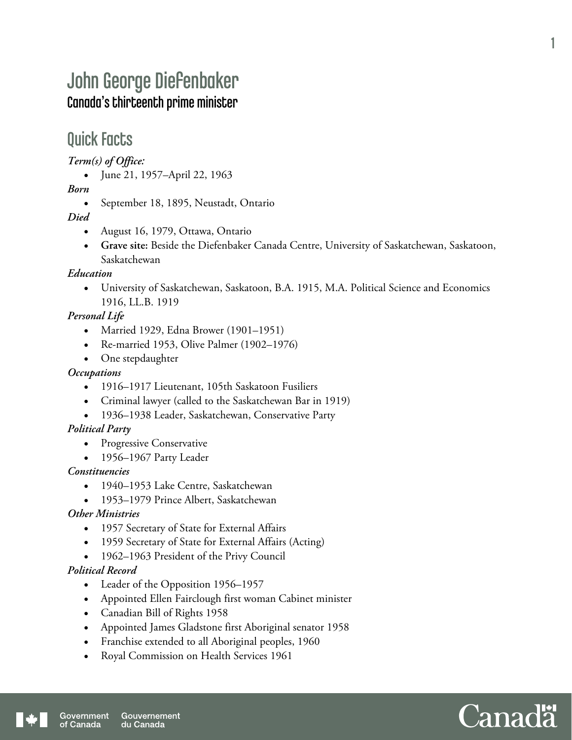# John George Diefenbaker

### Canada's thirteenth prime minister

## Quick Facts

***Term(s) of Office:***

- June 21, 1957–April 22, 1963

***Born***

- September 18, 1895, Neustadt, Ontario

***Died***

- August 16, 1979, Ottawa, Ontario
- **Grave site:** Beside the Diefenbaker Canada Centre, University of Saskatchewan, Saskatoon, Saskatchewan

***Education***

- University of Saskatchewan, Saskatoon, B.A. 1915, M.A. Political Science and Economics 1916, LL.B. 1919

***Personal Life***

- Married 1929, Edna Brower (1901–1951)
- Re-married 1953, Olive Palmer (1902–1976)
- One stepdaughter

***Occupations***

- 1916–1917 Lieutenant, 105th Saskatoon Fusiliers
- Criminal lawyer (called to the Saskatchewan Bar in 1919)
- 1936–1938 Leader, Saskatchewan, Conservative Party

***Political Party***

- Progressive Conservative
- 1956–1967 Party Leader

***Constituencies***

- 1940–1953 Lake Centre, Saskatchewan
- 1953–1979 Prince Albert, Saskatchewan

***Other Ministries***

- 1957 Secretary of State for External Affairs
- 1959 Secretary of State for External Affairs (Acting)
- 1962–1963 President of the Privy Council

***Political Record***

- Leader of the Opposition 1956–1957
- Appointed Ellen Fairclough first woman Cabinet minister
- Canadian Bill of Rights 1958
- Appointed James Gladstone first Aboriginal senator 1958
- Franchise extended to all Aboriginal peoples, 1960
- Royal Commission on Health Services 1961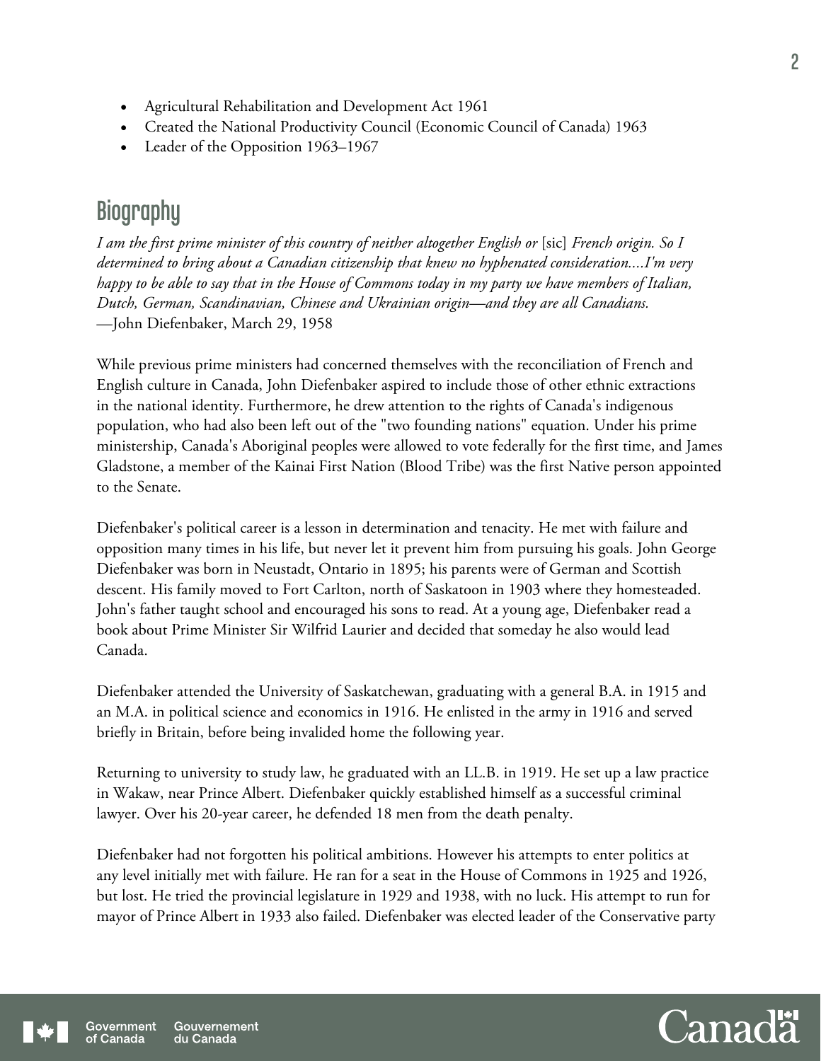- Agricultural Rehabilitation and Development Act 1961
- Created the National Productivity Council (Economic Council of Canada) 1963
- Leader of the Opposition 1963–1967

## Biography

*I am the first prime minister of this country of neither altogether English or* [sic] *French origin. So I determined to bring about a Canadian citizenship that knew no hyphenated consideration....I'm very happy to be able to say that in the House of Commons today in my party we have members of Italian, Dutch, German, Scandinavian, Chinese and Ukrainian origin—and they are all Canadians.*
—John Diefenbaker, March 29, 1958

While previous prime ministers had concerned themselves with the reconciliation of French and English culture in Canada, John Diefenbaker aspired to include those of other ethnic extractions in the national identity. Furthermore, he drew attention to the rights of Canada's indigenous population, who had also been left out of the "two founding nations" equation. Under his prime ministership, Canada's Aboriginal peoples were allowed to vote federally for the first time, and James Gladstone, a member of the Kainai First Nation (Blood Tribe) was the first Native person appointed to the Senate.

Diefenbaker's political career is a lesson in determination and tenacity. He met with failure and opposition many times in his life, but never let it prevent him from pursuing his goals. John George Diefenbaker was born in Neustadt, Ontario in 1895; his parents were of German and Scottish descent. His family moved to Fort Carlton, north of Saskatoon in 1903 where they homesteaded. John's father taught school and encouraged his sons to read. At a young age, Diefenbaker read a book about Prime Minister Sir Wilfrid Laurier and decided that someday he also would lead Canada.

Diefenbaker attended the University of Saskatchewan, graduating with a general B.A. in 1915 and an M.A. in political science and economics in 1916. He enlisted in the army in 1916 and served briefly in Britain, before being invalided home the following year.

Returning to university to study law, he graduated with an LL.B. in 1919. He set up a law practice in Wakaw, near Prince Albert. Diefenbaker quickly established himself as a successful criminal lawyer. Over his 20-year career, he defended 18 men from the death penalty.

Diefenbaker had not forgotten his political ambitions. However his attempts to enter politics at any level initially met with failure. He ran for a seat in the House of Commons in 1925 and 1926, but lost. He tried the provincial legislature in 1929 and 1938, with no luck. His attempt to run for mayor of Prince Albert in 1933 also failed. Diefenbaker was elected leader of the Conservative party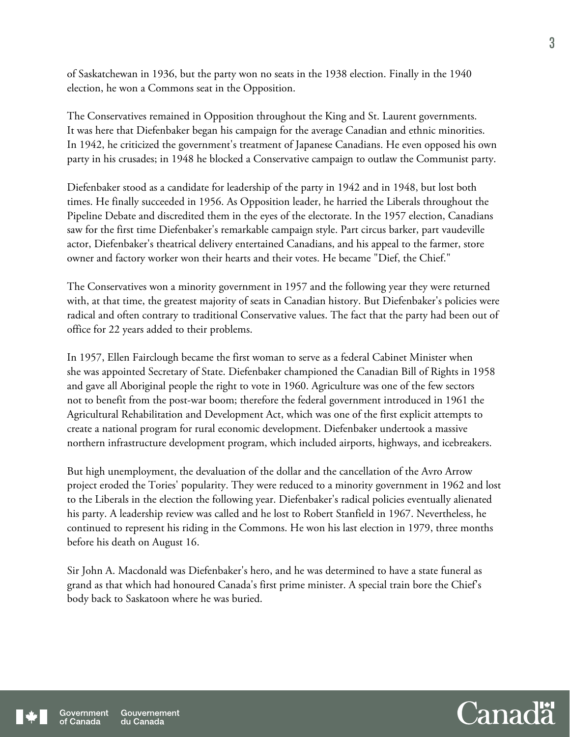of Saskatchewan in 1936, but the party won no seats in the 1938 election. Finally in the 1940 election, he won a Commons seat in the Opposition.

The Conservatives remained in Opposition throughout the King and St. Laurent governments. It was here that Diefenbaker began his campaign for the average Canadian and ethnic minorities. In 1942, he criticized the government's treatment of Japanese Canadians. He even opposed his own party in his crusades; in 1948 he blocked a Conservative campaign to outlaw the Communist party.

Diefenbaker stood as a candidate for leadership of the party in 1942 and in 1948, but lost both times. He finally succeeded in 1956. As Opposition leader, he harried the Liberals throughout the Pipeline Debate and discredited them in the eyes of the electorate. In the 1957 election, Canadians saw for the first time Diefenbaker's remarkable campaign style. Part circus barker, part vaudeville actor, Diefenbaker's theatrical delivery entertained Canadians, and his appeal to the farmer, store owner and factory worker won their hearts and their votes. He became "Dief, the Chief."

The Conservatives won a minority government in 1957 and the following year they were returned with, at that time, the greatest majority of seats in Canadian history. But Diefenbaker's policies were radical and often contrary to traditional Conservative values. The fact that the party had been out of office for 22 years added to their problems.

In 1957, Ellen Fairclough became the first woman to serve as a federal Cabinet Minister when she was appointed Secretary of State. Diefenbaker championed the Canadian Bill of Rights in 1958 and gave all Aboriginal people the right to vote in 1960. Agriculture was one of the few sectors not to benefit from the post-war boom; therefore the federal government introduced in 1961 the Agricultural Rehabilitation and Development Act, which was one of the first explicit attempts to create a national program for rural economic development. Diefenbaker undertook a massive northern infrastructure development program, which included airports, highways, and icebreakers.

But high unemployment, the devaluation of the dollar and the cancellation of the Avro Arrow project eroded the Tories' popularity. They were reduced to a minority government in 1962 and lost to the Liberals in the election the following year. Diefenbaker's radical policies eventually alienated his party. A leadership review was called and he lost to Robert Stanfield in 1967. Nevertheless, he continued to represent his riding in the Commons. He won his last election in 1979, three months before his death on August 16.

Sir John A. Macdonald was Diefenbaker's hero, and he was determined to have a state funeral as grand as that which had honoured Canada's first prime minister. A special train bore the Chief's body back to Saskatoon where he was buried.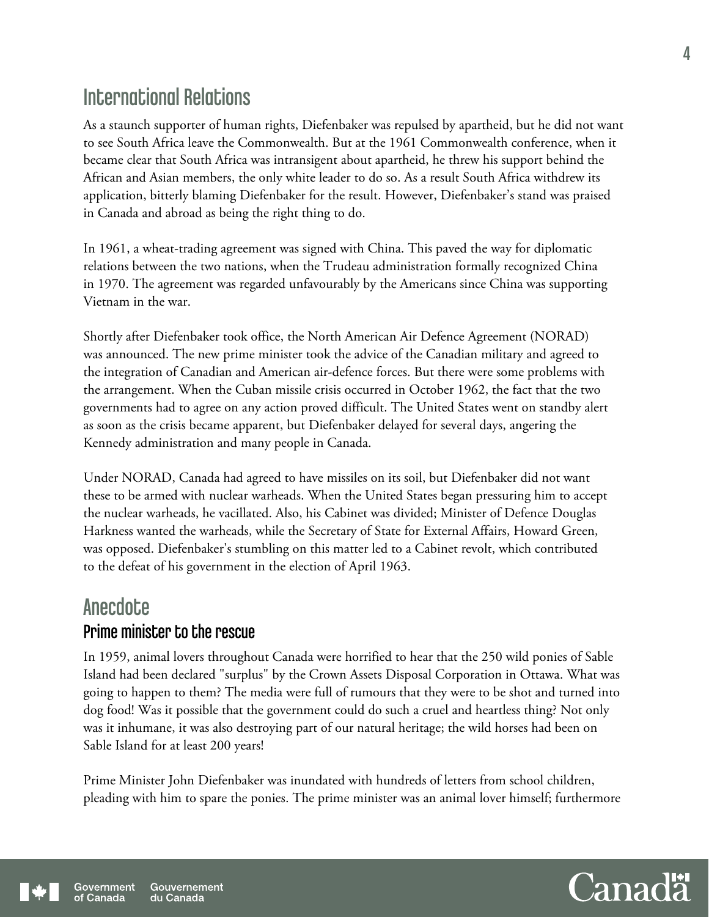## International Relations

As a staunch supporter of human rights, Diefenbaker was repulsed by apartheid, but he did not want to see South Africa leave the Commonwealth. But at the 1961 Commonwealth conference, when it became clear that South Africa was intransigent about apartheid, he threw his support behind the African and Asian members, the only white leader to do so. As a result South Africa withdrew its application, bitterly blaming Diefenbaker for the result. However, Diefenbaker's stand was praised in Canada and abroad as being the right thing to do.

In 1961, a wheat-trading agreement was signed with China. This paved the way for diplomatic relations between the two nations, when the Trudeau administration formally recognized China in 1970. The agreement was regarded unfavourably by the Americans since China was supporting Vietnam in the war.

Shortly after Diefenbaker took office, the North American Air Defence Agreement (NORAD) was announced. The new prime minister took the advice of the Canadian military and agreed to the integration of Canadian and American air-defence forces. But there were some problems with the arrangement. When the Cuban missile crisis occurred in October 1962, the fact that the two governments had to agree on any action proved difficult. The United States went on standby alert as soon as the crisis became apparent, but Diefenbaker delayed for several days, angering the Kennedy administration and many people in Canada.

Under NORAD, Canada had agreed to have missiles on its soil, but Diefenbaker did not want these to be armed with nuclear warheads. When the United States began pressuring him to accept the nuclear warheads, he vacillated. Also, his Cabinet was divided; Minister of Defence Douglas Harkness wanted the warheads, while the Secretary of State for External Affairs, Howard Green, was opposed. Diefenbaker's stumbling on this matter led to a Cabinet revolt, which contributed to the defeat of his government in the election of April 1963.

## Anecdote

### Prime minister to the rescue

In 1959, animal lovers throughout Canada were horrified to hear that the 250 wild ponies of Sable Island had been declared "surplus" by the Crown Assets Disposal Corporation in Ottawa. What was going to happen to them? The media were full of rumours that they were to be shot and turned into dog food! Was it possible that the government could do such a cruel and heartless thing? Not only was it inhumane, it was also destroying part of our natural heritage; the wild horses had been on Sable Island for at least 200 years!

Prime Minister John Diefenbaker was inundated with hundreds of letters from school children, pleading with him to spare the ponies. The prime minister was an animal lover himself; furthermore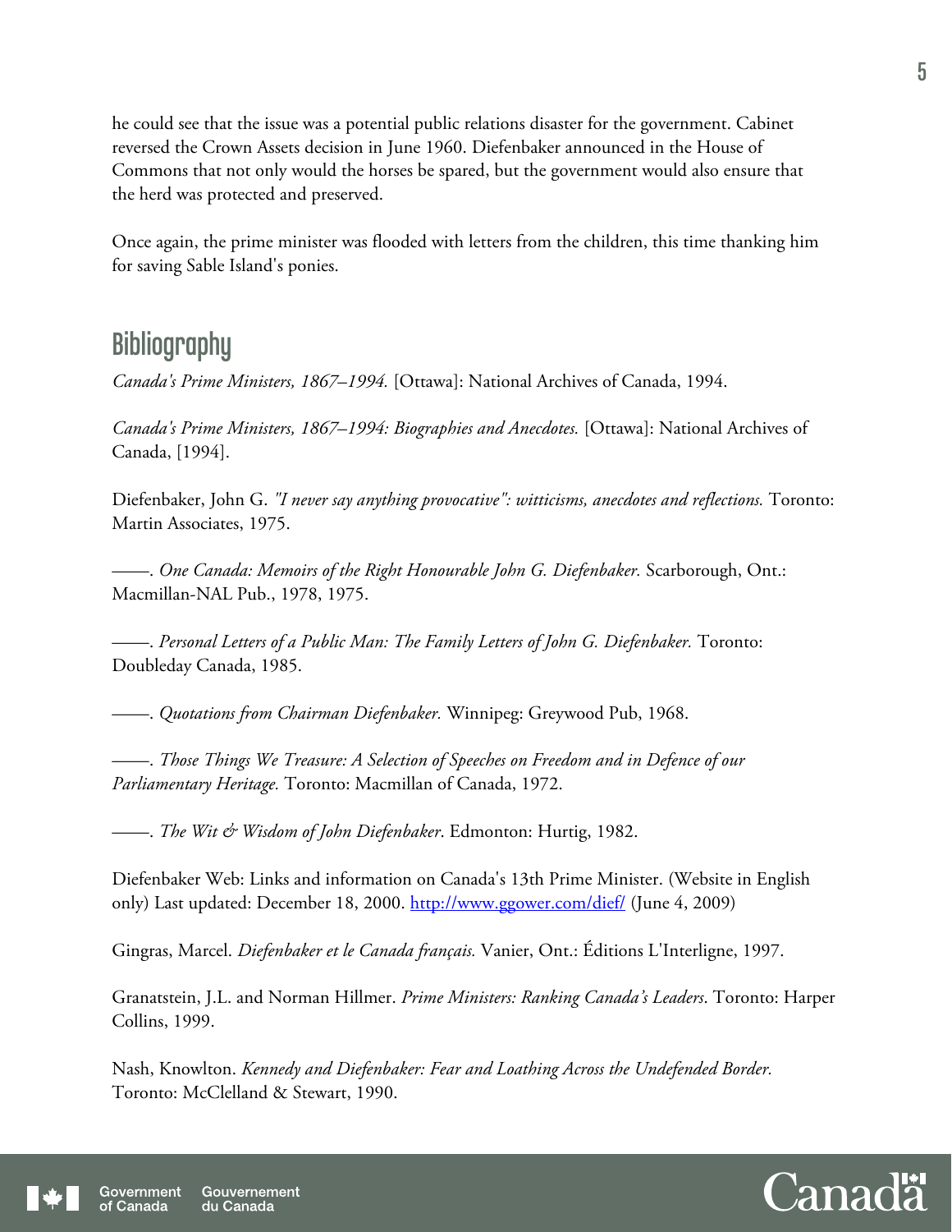he could see that the issue was a potential public relations disaster for the government. Cabinet reversed the Crown Assets decision in June 1960. Diefenbaker announced in the House of Commons that not only would the horses be spared, but the government would also ensure that the herd was protected and preserved.

Once again, the prime minister was flooded with letters from the children, this time thanking him for saving Sable Island's ponies.

## Bibliography

*Canada's Prime Ministers, 1867–1994.* [Ottawa]: National Archives of Canada, 1994.

*Canada's Prime Ministers, 1867–1994: Biographies and Anecdotes.* [Ottawa]: National Archives of Canada, [1994].

Diefenbaker, John G. *"I never say anything provocative": witticisms, anecdotes and reflections.* Toronto: Martin Associates, 1975.

——. *One Canada: Memoirs of the Right Honourable John G. Diefenbaker.* Scarborough, Ont.: Macmillan-NAL Pub., 1978, 1975.

——. *Personal Letters of a Public Man: The Family Letters of John G. Diefenbaker.* Toronto: Doubleday Canada, 1985.

——. *Quotations from Chairman Diefenbaker.* Winnipeg: Greywood Pub, 1968.

——. *Those Things We Treasure: A Selection of Speeches on Freedom and in Defence of our Parliamentary Heritage.* Toronto: Macmillan of Canada, 1972.

——. *The Wit & Wisdom of John Diefenbaker*. Edmonton: Hurtig, 1982.

Diefenbaker Web: Links and information on Canada's 13th Prime Minister. (Website in English only) Last updated: December 18, 2000. [http://www.ggower.com/dief/](http://www.ggower.com/dief/) (June 4, 2009)

Gingras, Marcel. *Diefenbaker et le Canada français.* Vanier, Ont.: Éditions L'Interligne, 1997.

Granatstein, J.L. and Norman Hillmer. *Prime Ministers: Ranking Canada's Leaders*. Toronto: Harper Collins, 1999.

Nash, Knowlton. *Kennedy and Diefenbaker: Fear and Loathing Across the Undefended Border.* Toronto: McClelland & Stewart, 1990.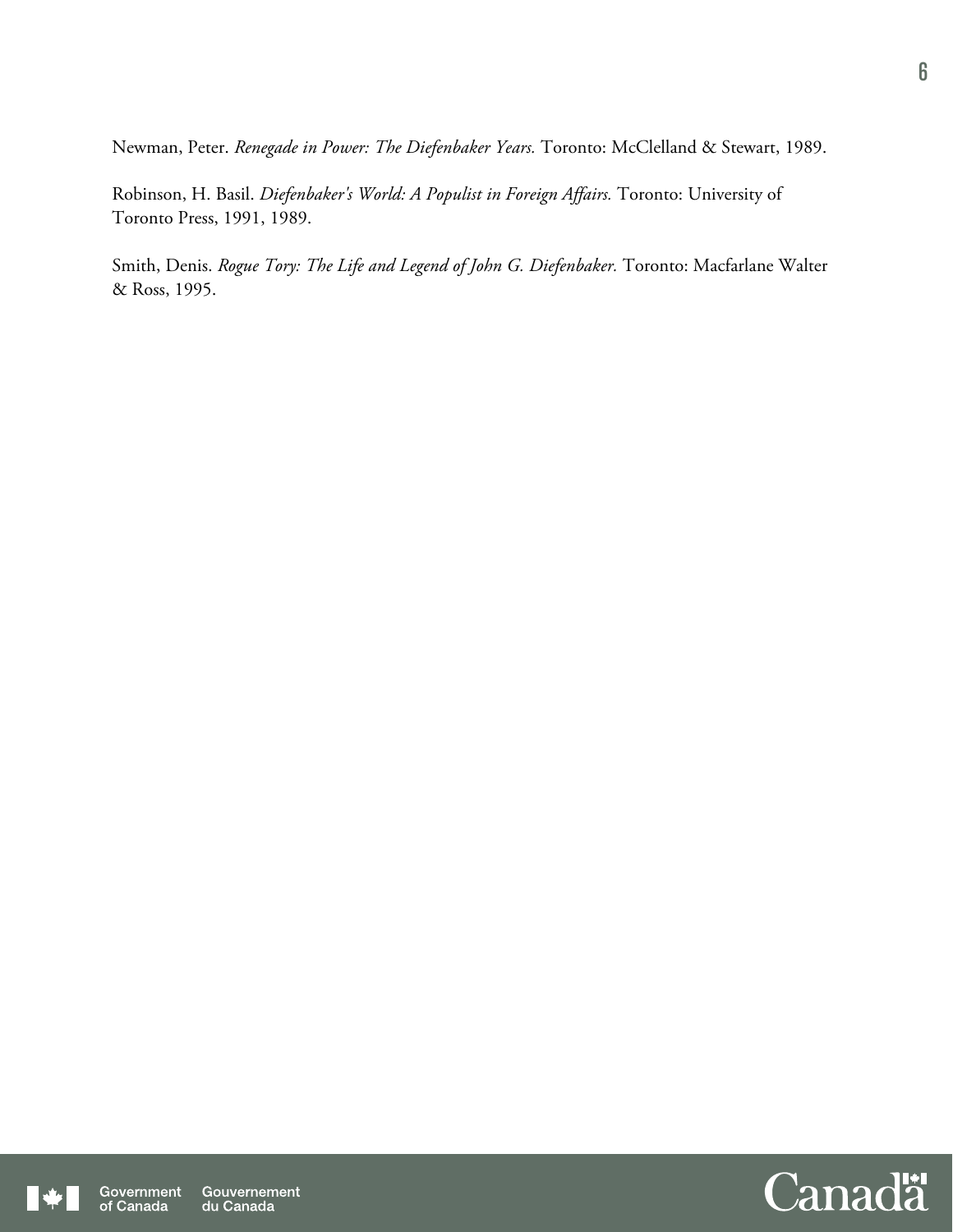Newman, Peter. *Renegade in Power: The Diefenbaker Years.* Toronto: McClelland & Stewart, 1989.

Robinson, H. Basil. *Diefenbaker's World: A Populist in Foreign Affairs.* Toronto: University of Toronto Press, 1991, 1989.

Smith, Denis. *Rogue Tory: The Life and Legend of John G. Diefenbaker.* Toronto: Macfarlane Walter & Ross, 1995.